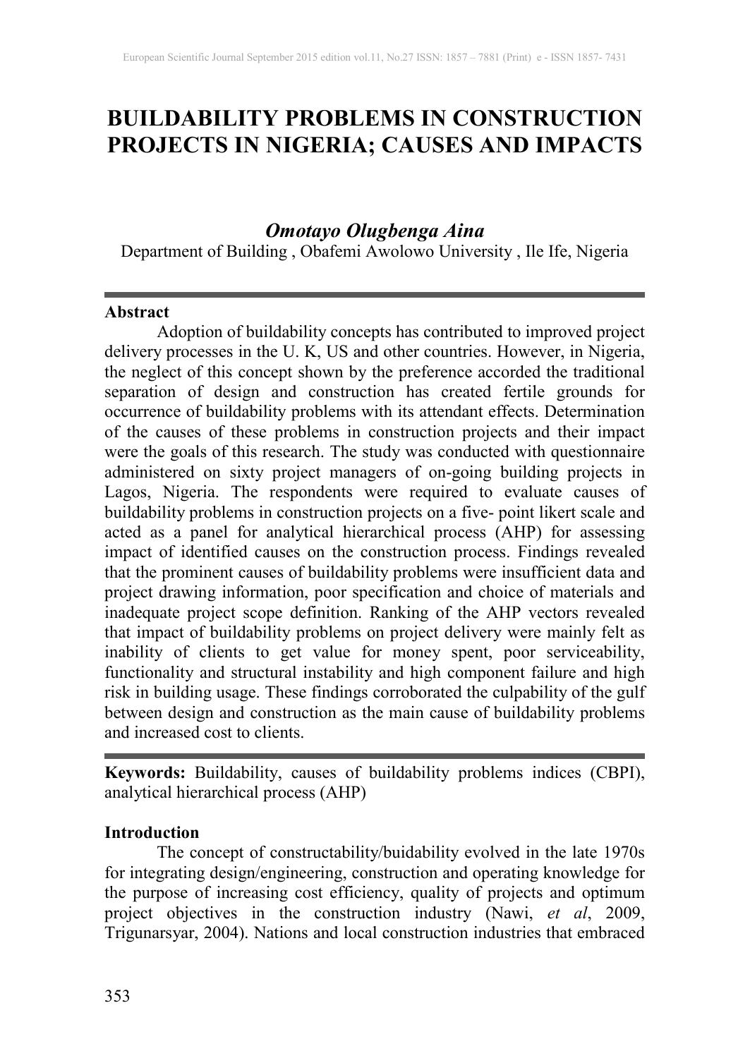# BUILDABILITY PROBLEMS IN CONSTRUCTION PROJECTS IN NIGERIA; CAUSES AND IMPACTS

***Omotayo Olugbenga Aina***

Department of Building , Obafemi Awolowo University , Ile Ife, Nigeria

---

### Abstract

Adoption of buildability concepts has contributed to improved project delivery processes in the U. K, US and other countries. However, in Nigeria, the neglect of this concept shown by the preference accorded the traditional separation of design and construction has created fertile grounds for occurrence of buildability problems with its attendant effects. Determination of the causes of these problems in construction projects and their impact were the goals of this research. The study was conducted with questionnaire administered on sixty project managers of on-going building projects in Lagos, Nigeria. The respondents were required to evaluate causes of buildability problems in construction projects on a five- point likert scale and acted as a panel for analytical hierarchical process (AHP) for assessing impact of identified causes on the construction process. Findings revealed that the prominent causes of buildability problems were insufficient data and project drawing information, poor specification and choice of materials and inadequate project scope definition. Ranking of the AHP vectors revealed that impact of buildability problems on project delivery were mainly felt as inability of clients to get value for money spent, poor serviceability, functionality and structural instability and high component failure and high risk in building usage. These findings corroborated the culpability of the gulf between design and construction as the main cause of buildability problems and increased cost to clients.

---

**Keywords:** Buildability, causes of buildability problems indices (CBPI), analytical hierarchical process (AHP)

### Introduction

The concept of constructability/buidability evolved in the late 1970s for integrating design/engineering, construction and operating knowledge for the purpose of increasing cost efficiency, quality of projects and optimum project objectives in the construction industry (Nawi, *et al*, 2009, Trigunarsyar, 2004). Nations and local construction industries that embraced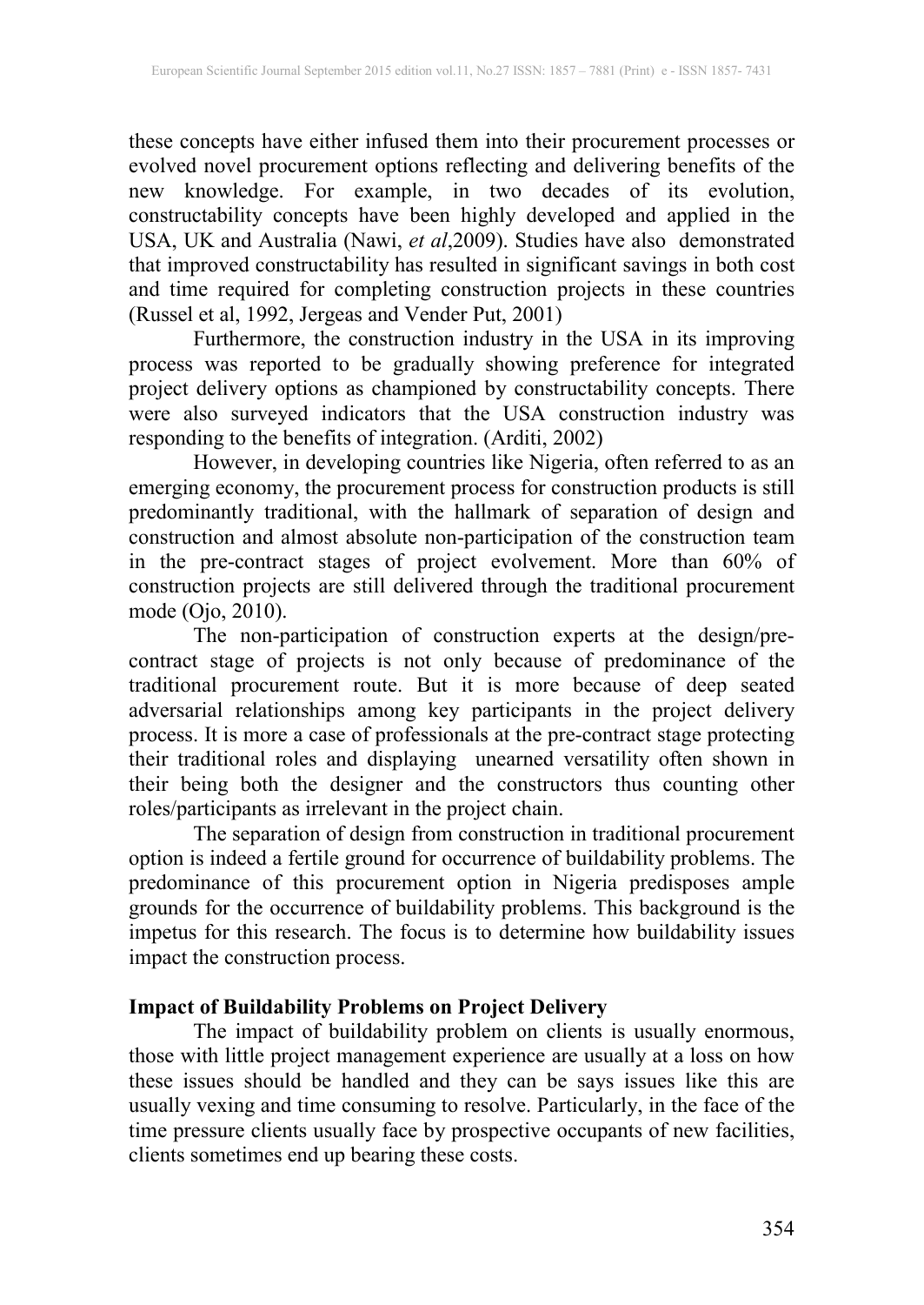these concepts have either infused them into their procurement processes or evolved novel procurement options reflecting and delivering benefits of the new knowledge. For example, in two decades of its evolution, constructability concepts have been highly developed and applied in the USA, UK and Australia (Nawi, *et al*,2009). Studies have also demonstrated that improved constructability has resulted in significant savings in both cost and time required for completing construction projects in these countries (Russel et al, 1992, Jergeas and Vender Put, 2001)

Furthermore, the construction industry in the USA in its improving process was reported to be gradually showing preference for integrated project delivery options as championed by constructability concepts. There were also surveyed indicators that the USA construction industry was responding to the benefits of integration. (Arditi, 2002)

However, in developing countries like Nigeria, often referred to as an emerging economy, the procurement process for construction products is still predominantly traditional, with the hallmark of separation of design and construction and almost absolute non-participation of the construction team in the pre-contract stages of project evolvement. More than 60% of construction projects are still delivered through the traditional procurement mode (Ojo, 2010).

The non-participation of construction experts at the design/pre-contract stage of projects is not only because of predominance of the traditional procurement route. But it is more because of deep seated adversarial relationships among key participants in the project delivery process. It is more a case of professionals at the pre-contract stage protecting their traditional roles and displaying unearned versatility often shown in their being both the designer and the constructors thus counting other roles/participants as irrelevant in the project chain.

The separation of design from construction in traditional procurement option is indeed a fertile ground for occurrence of buildability problems. The predominance of this procurement option in Nigeria predisposes ample grounds for the occurrence of buildability problems. This background is the impetus for this research. The focus is to determine how buildability issues impact the construction process.

**Impact of Buildability Problems on Project Delivery**

The impact of buildability problem on clients is usually enormous, those with little project management experience are usually at a loss on how these issues should be handled and they can be says issues like this are usually vexing and time consuming to resolve. Particularly, in the face of the time pressure clients usually face by prospective occupants of new facilities, clients sometimes end up bearing these costs.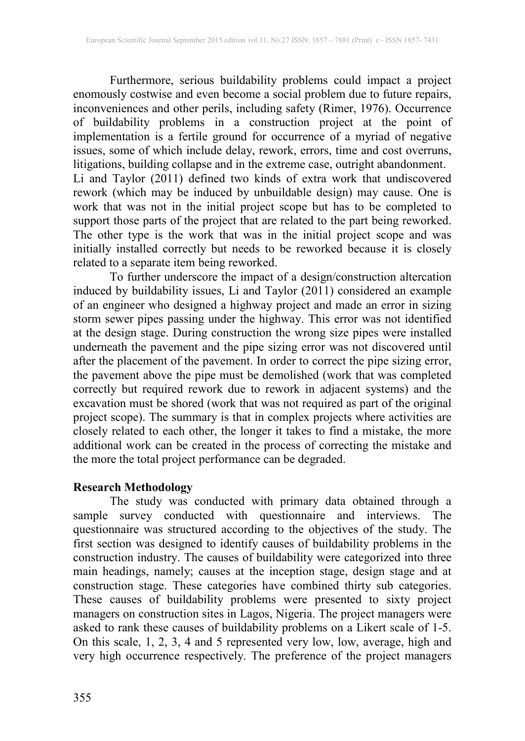Furthermore, serious buildability problems could impact a project enomously costwise and even become a social problem due to future repairs, inconveniences and other perils, including safety (Rimer, 1976). Occurrence of buildability problems in a construction project at the point of implementation is a fertile ground for occurrence of a myriad of negative issues, some of which include delay, rework, errors, time and cost overruns, litigations, building collapse and in the extreme case, outright abandonment.

Li and Taylor (2011) defined two kinds of extra work that undiscovered rework (which may be induced by unbuildable design) may cause. One is work that was not in the initial project scope but has to be completed to support those parts of the project that are related to the part being reworked. The other type is the work that was in the initial project scope and was initially installed correctly but needs to be reworked because it is closely related to a separate item being reworked.

To further underscore the impact of a design/construction altercation induced by buildability issues, Li and Taylor (2011) considered an example of an engineer who designed a highway project and made an error in sizing storm sewer pipes passing under the highway. This error was not identified at the design stage. During construction the wrong size pipes were installed underneath the pavement and the pipe sizing error was not discovered until after the placement of the pavement. In order to correct the pipe sizing error, the pavement above the pipe must be demolished (work that was completed correctly but required rework due to rework in adjacent systems) and the excavation must be shored (work that was not required as part of the original project scope). The summary is that in complex projects where activities are closely related to each other, the longer it takes to find a mistake, the more additional work can be created in the process of correcting the mistake and the more the total project performance can be degraded.

## Research Methodology

The study was conducted with primary data obtained through a sample survey conducted with questionnaire and interviews. The questionnaire was structured according to the objectives of the study. The first section was designed to identify causes of buildability problems in the construction industry. The causes of buildability were categorized into three main headings, namely; causes at the inception stage, design stage and at construction stage. These categories have combined thirty sub categories. These causes of buildability problems were presented to sixty project managers on construction sites in Lagos, Nigeria. The project managers were asked to rank these causes of buildability problems on a Likert scale of 1-5. On this scale, 1, 2, 3, 4 and 5 represented very low, low, average, high and very high occurrence respectively. The preference of the project managers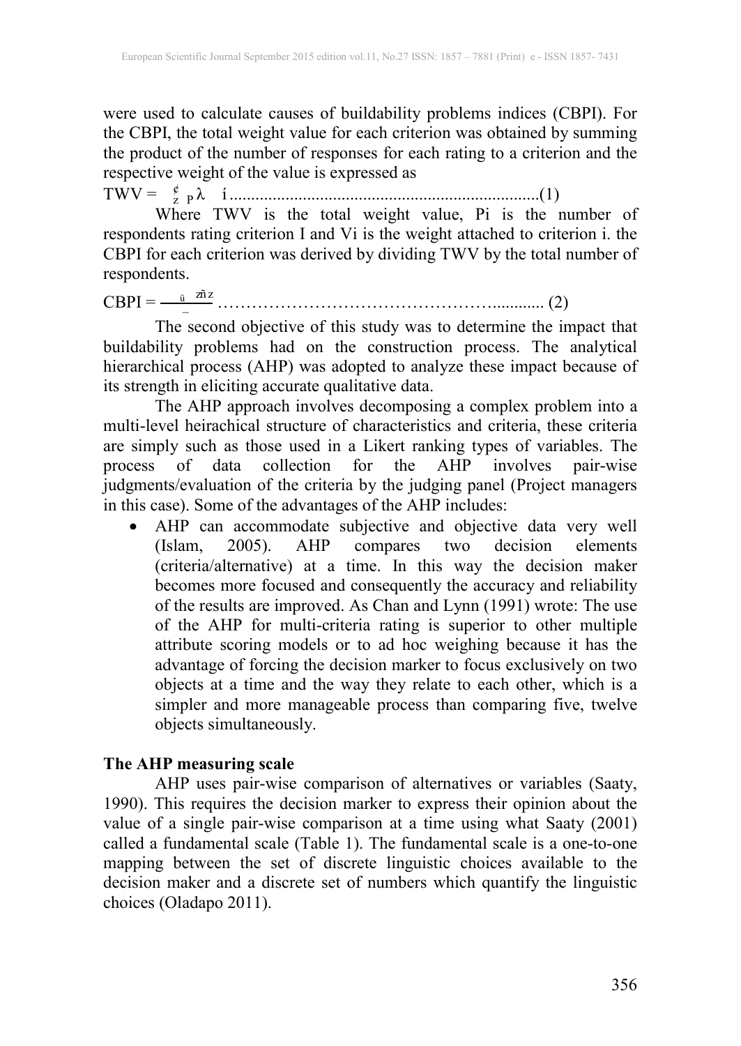were used to calculate causes of buildability problems indices (CBPI). For the CBPI, the total weight value for each criterion was obtained by summing the product of the number of responses for each rating to a criterion and the respective weight of the value is expressed as

$$TWV = \sum P_i V_i \quad (1)$$

Where TWV is the total weight value, Pi is the number of respondents rating criterion I and Vi is the weight attached to criterion i. the CBPI for each criterion was derived by dividing TWV by the total number of respondents.

$$CBPI = \frac{TWV}{\sum P_i} \quad (2)$$

The second objective of this study was to determine the impact that buildability problems had on the construction process. The analytical hierarchical process (AHP) was adopted to analyze these impact because of its strength in eliciting accurate qualitative data.

The AHP approach involves decomposing a complex problem into a multi-level heirachical structure of characteristics and criteria, these criteria are simply such as those used in a Likert ranking types of variables. The process of data collection for the AHP involves pair-wise judgments/evaluation of the criteria by the judging panel (Project managers in this case). Some of the advantages of the AHP includes:

- AHP can accommodate subjective and objective data very well (Islam, 2005). AHP compares two decision elements (criteria/alternative) at a time. In this way the decision maker becomes more focused and consequently the accuracy and reliability of the results are improved. As Chan and Lynn (1991) wrote: The use of the AHP for multi-criteria rating is superior to other multiple attribute scoring models or to ad hoc weighing because it has the advantage of forcing the decision marker to focus exclusively on two objects at a time and the way they relate to each other, which is a simpler and more manageable process than comparing five, twelve objects simultaneously.

### The AHP measuring scale

AHP uses pair-wise comparison of alternatives or variables (Saaty, 1990). This requires the decision marker to express their opinion about the value of a single pair-wise comparison at a time using what Saaty (2001) called a fundamental scale (Table 1). The fundamental scale is a one-to-one mapping between the set of discrete linguistic choices available to the decision maker and a discrete set of numbers which quantify the linguistic choices (Oladapo 2011).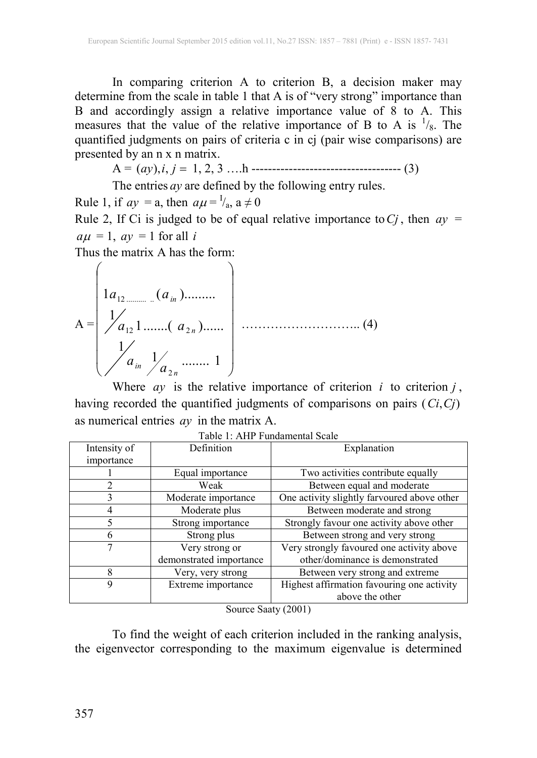In comparing criterion A to criterion B, a decision maker may determine from the scale in table 1 that A is of "very strong" importance than B and accordingly assign a relative importance value of 8 to A. This measures that the value of the relative importance of B to A is $^1/_8$. The quantified judgments on pairs of criteria c in cj (pair wise comparisons) are presented by an n x n matrix.

$$A = (ay), i, j = 1, 2, 3 \ldots h \text{ ------------------------------------ } (3)$$

The entries $ay$ are defined by the following entry rules.

Rule 1, if $ay$ = a, then $a\mu = {}^1/_a$, a ≠ 0

Rule 2, If Ci is judged to be of equal relative importance to $Cj$, then $ay$ = $a\mu$ = 1, $ay$ = 1 for all $i$

Thus the matrix A has the form:

$$A = \begin{pmatrix} 1 a_{12} \ldots\ldots\ldots\ldots (a_{in}) \ldots\ldots\ldots \\ {}^1\!/_{a_{12}}\; 1 \ldots\ldots\ldots (a_{2n}) \ldots\ldots \\ {}^1\!/_{a_{in}} \;\; {}^1\!/_{a_{2n}} \ldots\ldots\ldots 1 \end{pmatrix} \ldots\ldots\ldots\ldots\ldots\ldots\ldots\ldots\ldots (4)$$

Where $ay$ is the relative importance of criterion $i$ to criterion $j$, having recorded the quantified judgments of comparisons on pairs ($Ci, Cj$) as numerical entries $ay$ in the matrix A.

Table 1: AHP Fundamental Scale

| Intensity of importance | Definition | Explanation |
|---|---|---|
| 1 | Equal importance | Two activities contribute equally |
| 2 | Weak | Between equal and moderate |
| 3 | Moderate importance | One activity slightly farvoured above other |
| 4 | Moderate plus | Between moderate and strong |
| 5 | Strong importance | Strongly favour one activity above other |
| 6 | Strong plus | Between strong and very strong |
| 7 | Very strong or demonstrated importance | Very strongly favoured one activity above other/dominance is demonstrated |
| 8 | Very, very strong | Between very strong and extreme |
| 9 | Extreme importance | Highest affirmation favouring one activity above the other |

Source Saaty (2001)

To find the weight of each criterion included in the ranking analysis, the eigenvector corresponding to the maximum eigenvalue is determined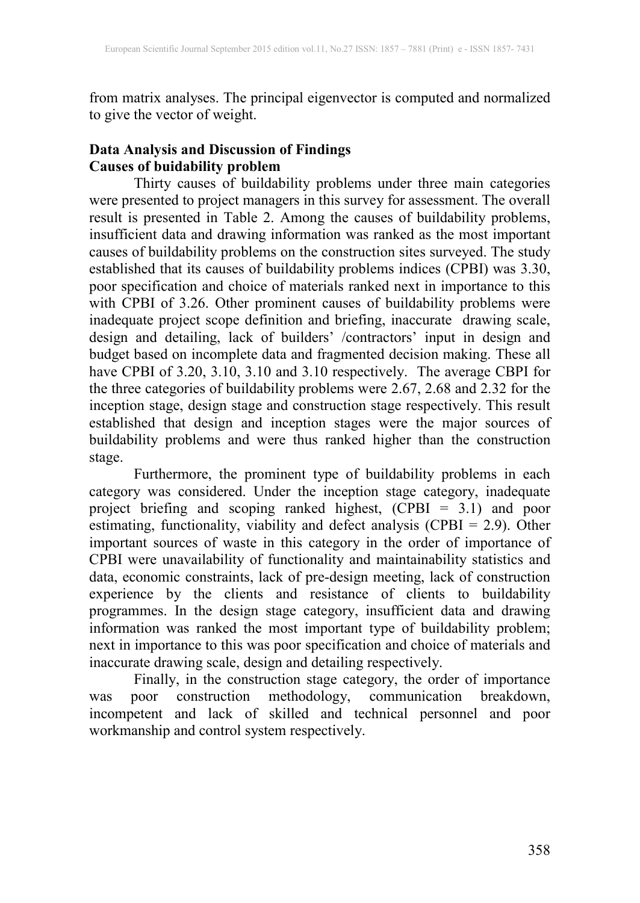from matrix analyses. The principal eigenvector is computed and normalized to give the vector of weight.

## Data Analysis and Discussion of Findings

### Causes of buidability problem

Thirty causes of buildability problems under three main categories were presented to project managers in this survey for assessment. The overall result is presented in Table 2. Among the causes of buildability problems, insufficient data and drawing information was ranked as the most important causes of buildability problems on the construction sites surveyed. The study established that its causes of buildability problems indices (CPBI) was 3.30, poor specification and choice of materials ranked next in importance to this with CPBI of 3.26. Other prominent causes of buildability problems were inadequate project scope definition and briefing, inaccurate drawing scale, design and detailing, lack of builders' /contractors' input in design and budget based on incomplete data and fragmented decision making. These all have CPBI of 3.20, 3.10, 3.10 and 3.10 respectively. The average CBPI for the three categories of buildability problems were 2.67, 2.68 and 2.32 for the inception stage, design stage and construction stage respectively. This result established that design and inception stages were the major sources of buildability problems and were thus ranked higher than the construction stage.

Furthermore, the prominent type of buildability problems in each category was considered. Under the inception stage category, inadequate project briefing and scoping ranked highest, (CPBI = 3.1) and poor estimating, functionality, viability and defect analysis (CPBI = 2.9). Other important sources of waste in this category in the order of importance of CPBI were unavailability of functionality and maintainability statistics and data, economic constraints, lack of pre-design meeting, lack of construction experience by the clients and resistance of clients to buildability programmes. In the design stage category, insufficient data and drawing information was ranked the most important type of buildability problem; next in importance to this was poor specification and choice of materials and inaccurate drawing scale, design and detailing respectively.

Finally, in the construction stage category, the order of importance was poor construction methodology, communication breakdown, incompetent and lack of skilled and technical personnel and poor workmanship and control system respectively.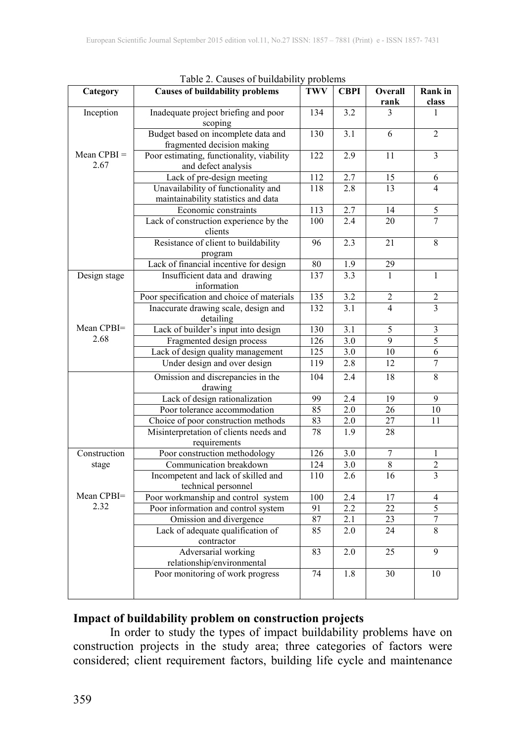Table 2. Causes of buildability problems

| Category | Causes of buildability problems | TWV | CBPI | Overall rank | Rank in class |
|---|---|---|---|---|---|
| Inception | Inadequate project briefing and poor scoping | 134 | 3.2 | 3 | 1 |
| | Budget based on incomplete data and fragmented decision making | 130 | 3.1 | 6 | 2 |
| Mean CPBI = 2.67 | Poor estimating, functionality, viability and defect analysis | 122 | 2.9 | 11 | 3 |
| | Lack of pre-design meeting | 112 | 2.7 | 15 | 6 |
| | Unavailability of functionality and maintainability statistics and data | 118 | 2.8 | 13 | 4 |
| | Economic constraints | 113 | 2.7 | 14 | 5 |
| | Lack of construction experience by the clients | 100 | 2.4 | 20 | 7 |
| | Resistance of client to buildability program | 96 | 2.3 | 21 | 8 |
| | Lack of financial incentive for design | 80 | 1.9 | 29 | |
| Design stage | Insufficient data and drawing information | 137 | 3.3 | 1 | 1 |
| | Poor specification and choice of materials | 135 | 3.2 | 2 | 2 |
| | Inaccurate drawing scale, design and detailing | 132 | 3.1 | 4 | 3 |
| Mean CPBI= 2.68 | Lack of builder's input into design | 130 | 3.1 | 5 | 3 |
| | Fragmented design process | 126 | 3.0 | 9 | 5 |
| | Lack of design quality management | 125 | 3.0 | 10 | 6 |
| | Under design and over design | 119 | 2.8 | 12 | 7 |
| | Omission and discrepancies in the drawing | 104 | 2.4 | 18 | 8 |
| | Lack of design rationalization | 99 | 2.4 | 19 | 9 |
| | Poor tolerance accommodation | 85 | 2.0 | 26 | 10 |
| | Choice of poor construction methods | 83 | 2.0 | 27 | 11 |
| | Misinterpretation of clients needs and requirements | 78 | 1.9 | 28 | |
| Construction stage | Poor construction methodology | 126 | 3.0 | 7 | 1 |
| | Communication breakdown | 124 | 3.0 | 8 | 2 |
| | Incompetent and lack of skilled and technical personnel | 110 | 2.6 | 16 | 3 |
| Mean CPBI= 2.32 | Poor workmanship and control system | 100 | 2.4 | 17 | 4 |
| | Poor information and control system | 91 | 2.2 | 22 | 5 |
| | Omission and divergence | 87 | 2.1 | 23 | 7 |
| | Lack of adequate qualification of contractor | 85 | 2.0 | 24 | 8 |
| | Adversarial working relationship/environmental | 83 | 2.0 | 25 | 9 |
| | Poor monitoring of work progress | 74 | 1.8 | 30 | 10 |

## Impact of buildability problem on construction projects

In order to study the types of impact buildability problems have on construction projects in the study area; three categories of factors were considered; client requirement factors, building life cycle and maintenance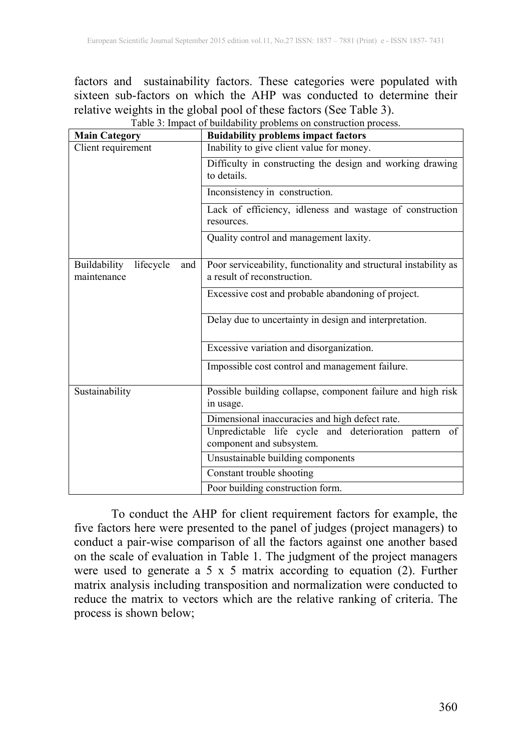factors and sustainability factors. These categories were populated with sixteen sub-factors on which the AHP was conducted to determine their relative weights in the global pool of these factors (See Table 3).

Table 3: Impact of buildability problems on construction process.

| Main Category | Buidability problems impact factors |
|---|---|
| Client requirement | Inability to give client value for money. |
| | Difficulty in constructing the design and working drawing to details. |
| | Inconsistency in construction. |
| | Lack of efficiency, idleness and wastage of construction resources. |
| | Quality control and management laxity. |
| Buildability lifecycle and maintenance | Poor serviceability, functionality and structural instability as a result of reconstruction. |
| | Excessive cost and probable abandoning of project. |
| | Delay due to uncertainty in design and interpretation. |
| | Excessive variation and disorganization. |
| | Impossible cost control and management failure. |
| Sustainability | Possible building collapse, component failure and high risk in usage. |
| | Dimensional inaccuracies and high defect rate. |
| | Unpredictable life cycle and deterioration pattern of component and subsystem. |
| | Unsustainable building components |
| | Constant trouble shooting |
| | Poor building construction form. |

To conduct the AHP for client requirement factors for example, the five factors here were presented to the panel of judges (project managers) to conduct a pair-wise comparison of all the factors against one another based on the scale of evaluation in Table 1. The judgment of the project managers were used to generate a 5 x 5 matrix according to equation (2). Further matrix analysis including transposition and normalization were conducted to reduce the matrix to vectors which are the relative ranking of criteria. The process is shown below;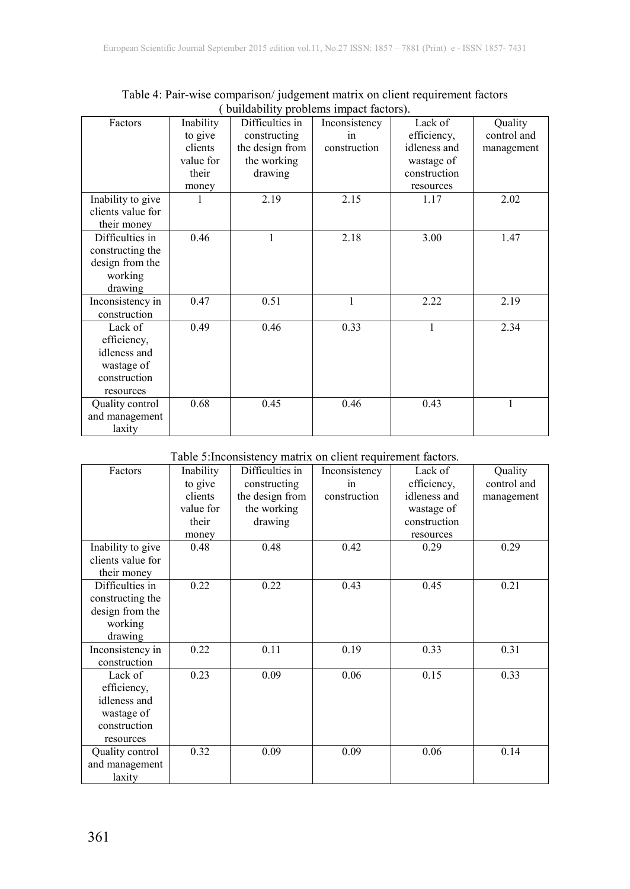Table 4: Pair-wise comparison/ judgement matrix on client requirement factors ( buildability problems impact factors).

| Factors | Inability to give clients value for their money | Difficulties in constructing the design from the working drawing | Inconsistency in construction | Lack of efficiency, idleness and wastage of construction resources | Quality control and management |
|---|---|---|---|---|---|
| Inability to give clients value for their money | 1 | 2.19 | 2.15 | 1.17 | 2.02 |
| Difficulties in constructing the design from the working drawing | 0.46 | 1 | 2.18 | 3.00 | 1.47 |
| Inconsistency in construction | 0.47 | 0.51 | 1 | 2.22 | 2.19 |
| Lack of efficiency, idleness and wastage of construction resources | 0.49 | 0.46 | 0.33 | 1 | 2.34 |
| Quality control and management laxity | 0.68 | 0.45 | 0.46 | 0.43 | 1 |

Table 5:Inconsistency matrix on client requirement factors.

| Factors | Inability to give clients value for their money | Difficulties in constructing the design from the working drawing | Inconsistency in construction | Lack of efficiency, idleness and wastage of construction resources | Quality control and management |
|---|---|---|---|---|---|
| Inability to give clients value for their money | 0.48 | 0.48 | 0.42 | 0.29 | 0.29 |
| Difficulties in constructing the design from the working drawing | 0.22 | 0.22 | 0.43 | 0.45 | 0.21 |
| Inconsistency in construction | 0.22 | 0.11 | 0.19 | 0.33 | 0.31 |
| Lack of efficiency, idleness and wastage of construction resources | 0.23 | 0.09 | 0.06 | 0.15 | 0.33 |
| Quality control and management laxity | 0.32 | 0.09 | 0.09 | 0.06 | 0.14 |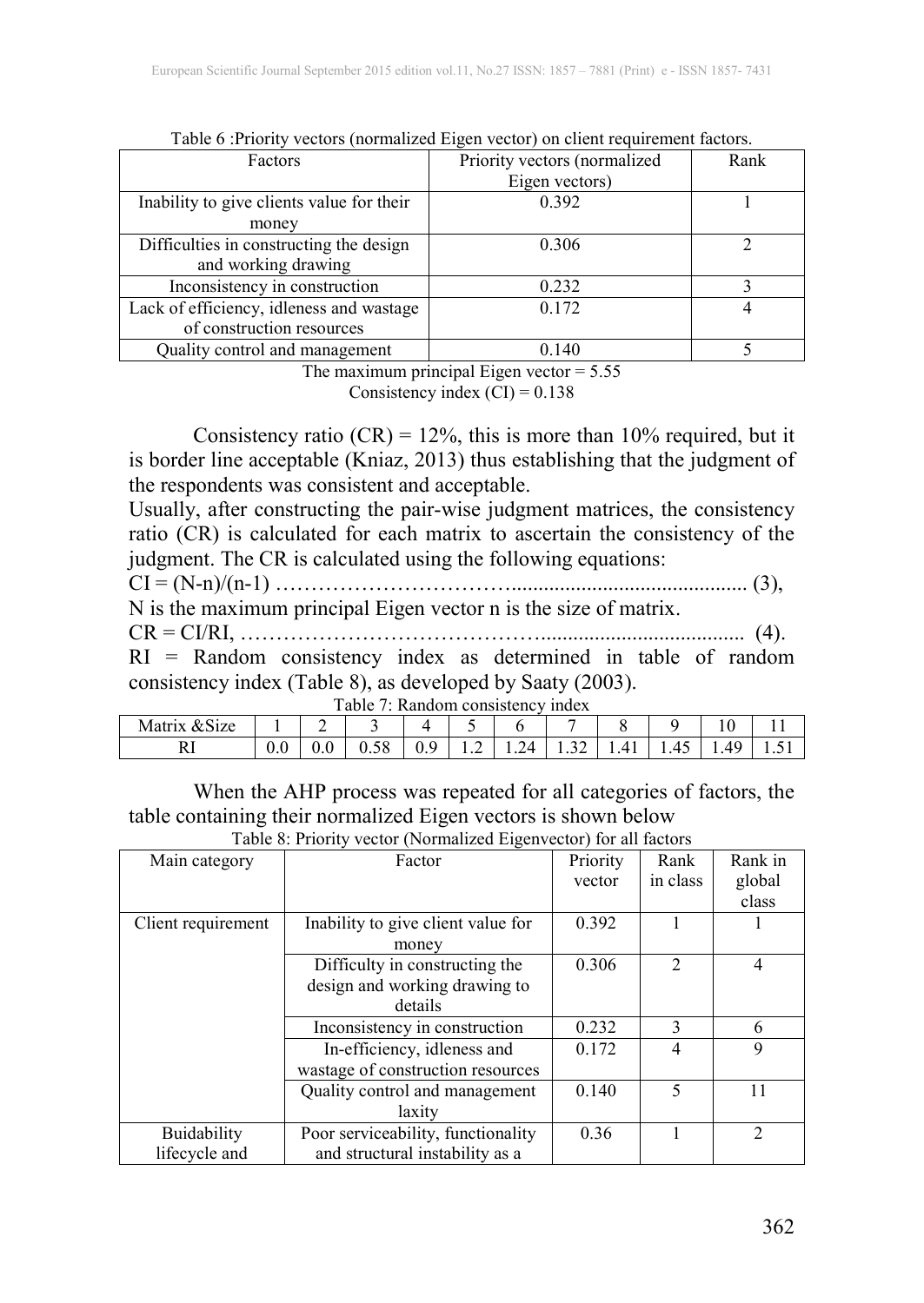Table 6 :Priority vectors (normalized Eigen vector) on client requirement factors.

| Factors | Priority vectors (normalized Eigen vectors) | Rank |
|---|---|---|
| Inability to give clients value for their money | 0.392 | 1 |
| Difficulties in constructing the design and working drawing | 0.306 | 2 |
| Inconsistency in construction | 0.232 | 3 |
| Lack of efficiency, idleness and wastage of construction resources | 0.172 | 4 |
| Quality control and management | 0.140 | 5 |

The maximum principal Eigen vector = 5.55

Consistency index (CI) = 0.138

Consistency ratio (CR) = 12%, this is more than 10% required, but it is border line acceptable (Kniaz, 2013) thus establishing that the judgment of the respondents was consistent and acceptable.

Usually, after constructing the pair-wise judgment matrices, the consistency ratio (CR) is calculated for each matrix to ascertain the consistency of the judgment. The CR is calculated using the following equations:

CI = (N-n)/(n-1) …………………………........................................... (3),

N is the maximum principal Eigen vector n is the size of matrix.

CR = CI/RI, …………………………………...................................... (4).

RI = Random consistency index as determined in table of random consistency index (Table 8), as developed by Saaty (2003).

Table 7: Random consistency index

| Matrix &Size | 1 | 2 | 3 | 4 | 5 | 6 | 7 | 8 | 9 | 10 | 11 |
|---|---|---|---|---|---|---|---|---|---|---|---|
| RI | 0.0 | 0.0 | 0.58 | 0.9 | 1.2 | 1.24 | 1.32 | 1.41 | 1.45 | 1.49 | 1.51 |

When the AHP process was repeated for all categories of factors, the table containing their normalized Eigen vectors is shown below

Table 8: Priority vector (Normalized Eigenvector) for all factors

| Main category | Factor | Priority vector | Rank in class | Rank in global class |
|---|---|---|---|---|
| Client requirement | Inability to give client value for money | 0.392 | 1 | 1 |
| | Difficulty in constructing the design and working drawing to details | 0.306 | 2 | 4 |
| | Inconsistency in construction | 0.232 | 3 | 6 |
| | In-efficiency, idleness and wastage of construction resources | 0.172 | 4 | 9 |
| | Quality control and management laxity | 0.140 | 5 | 11 |
| Buidability lifecycle and | Poor serviceability, functionality and structural instability as a | 0.36 | 1 | 2 |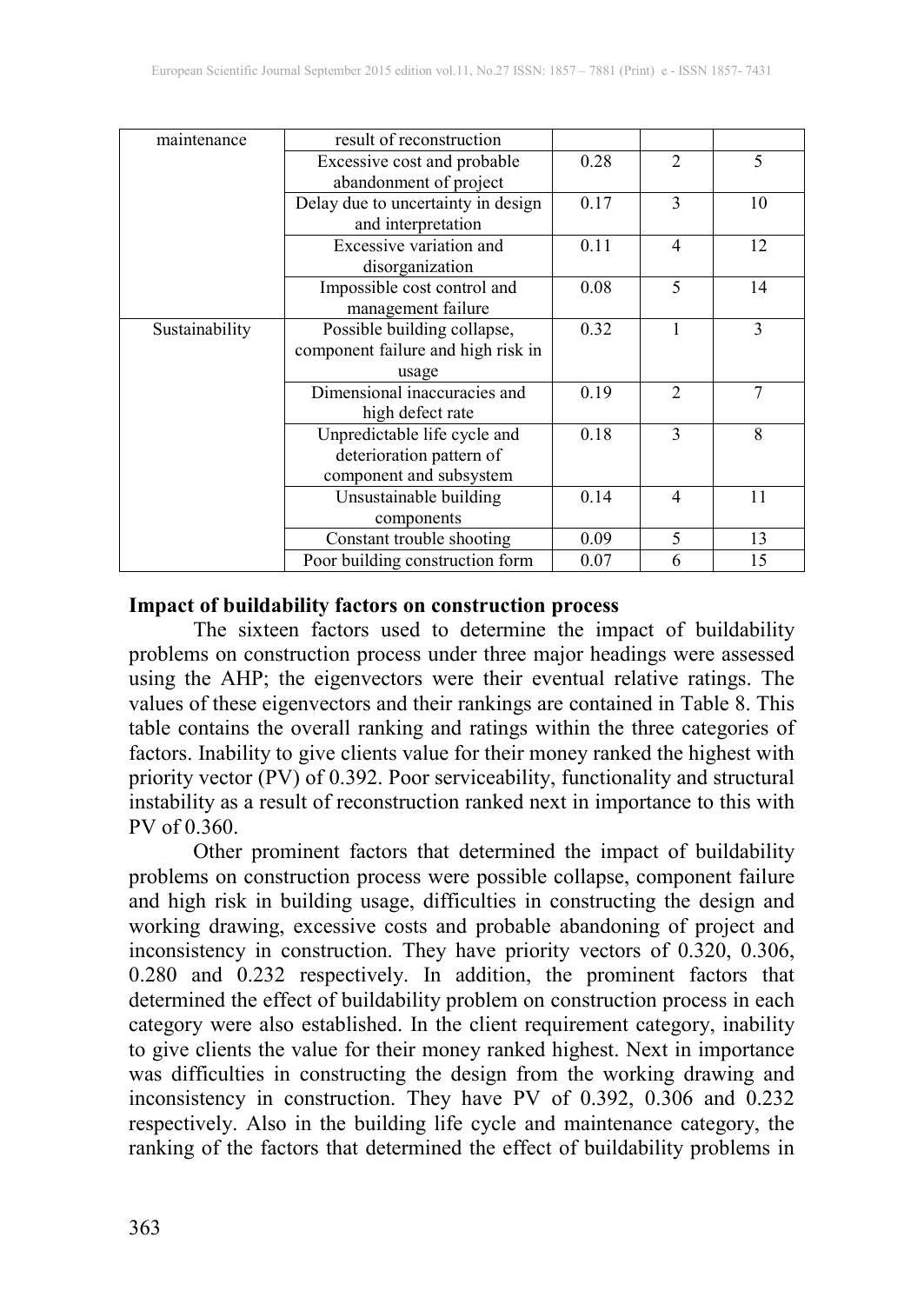| | | | | |
|---|---|---|---|---|
| maintenance | result of reconstruction | | | |
| | Excessive cost and probable abandonment of project | 0.28 | 2 | 5 |
| | Delay due to uncertainty in design and interpretation | 0.17 | 3 | 10 |
| | Excessive variation and disorganization | 0.11 | 4 | 12 |
| | Impossible cost control and management failure | 0.08 | 5 | 14 |
| Sustainability | Possible building collapse, component failure and high risk in usage | 0.32 | 1 | 3 |
| | Dimensional inaccuracies and high defect rate | 0.19 | 2 | 7 |
| | Unpredictable life cycle and deterioration pattern of component and subsystem | 0.18 | 3 | 8 |
| | Unsustainable building components | 0.14 | 4 | 11 |
| | Constant trouble shooting | 0.09 | 5 | 13 |
| | Poor building construction form | 0.07 | 6 | 15 |

**Impact of buildability factors on construction process**

The sixteen factors used to determine the impact of buildability problems on construction process under three major headings were assessed using the AHP; the eigenvectors were their eventual relative ratings. The values of these eigenvectors and their rankings are contained in Table 8. This table contains the overall ranking and ratings within the three categories of factors. Inability to give clients value for their money ranked the highest with priority vector (PV) of 0.392. Poor serviceability, functionality and structural instability as a result of reconstruction ranked next in importance to this with PV of 0.360.

Other prominent factors that determined the impact of buildability problems on construction process were possible collapse, component failure and high risk in building usage, difficulties in constructing the design and working drawing, excessive costs and probable abandoning of project and inconsistency in construction. They have priority vectors of 0.320, 0.306, 0.280 and 0.232 respectively. In addition, the prominent factors that determined the effect of buildability problem on construction process in each category were also established. In the client requirement category, inability to give clients the value for their money ranked highest. Next in importance was difficulties in constructing the design from the working drawing and inconsistency in construction. They have PV of 0.392, 0.306 and 0.232 respectively. Also in the building life cycle and maintenance category, the ranking of the factors that determined the effect of buildability problems in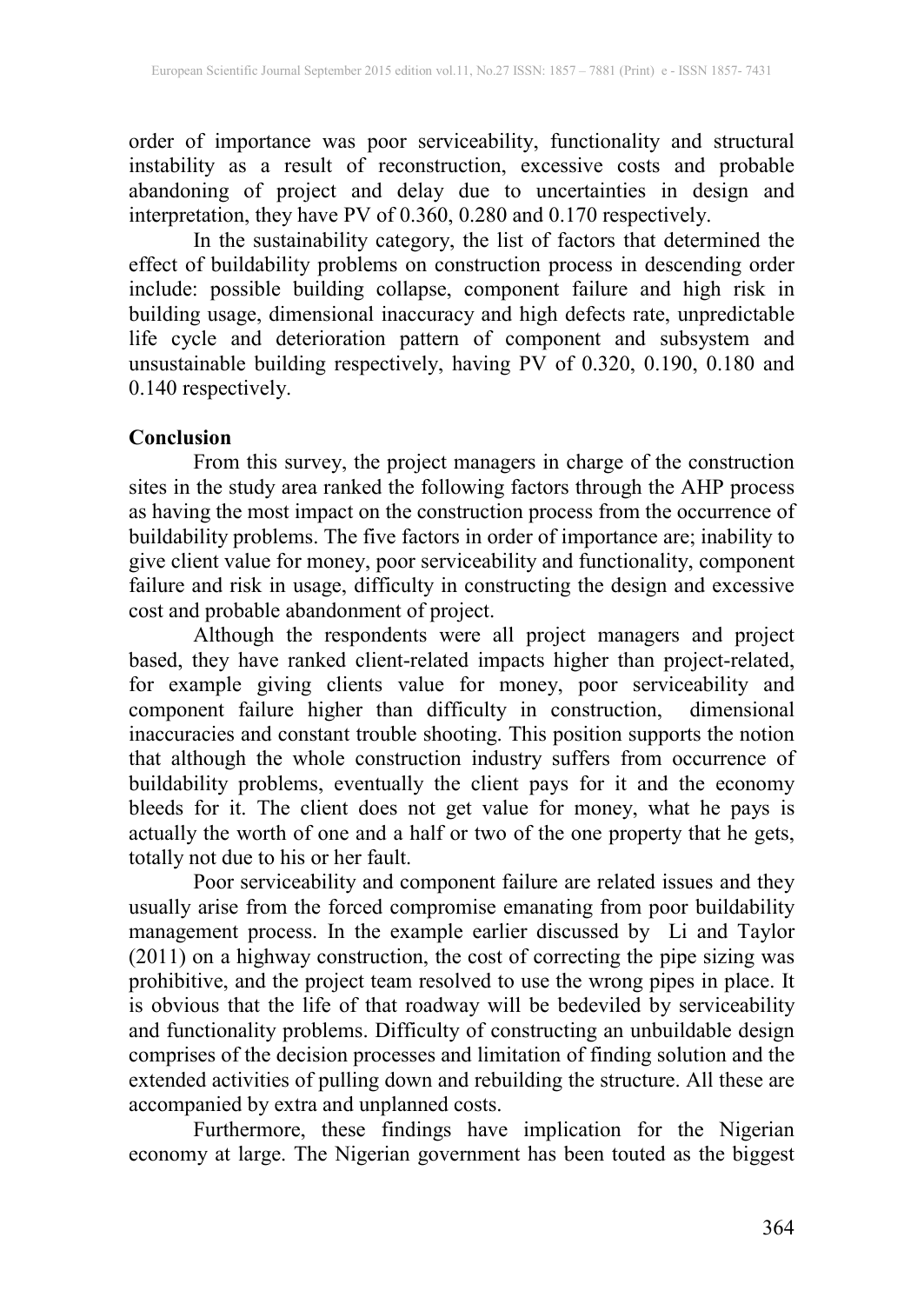order of importance was poor serviceability, functionality and structural instability as a result of reconstruction, excessive costs and probable abandoning of project and delay due to uncertainties in design and interpretation, they have PV of 0.360, 0.280 and 0.170 respectively.

In the sustainability category, the list of factors that determined the effect of buildability problems on construction process in descending order include: possible building collapse, component failure and high risk in building usage, dimensional inaccuracy and high defects rate, unpredictable life cycle and deterioration pattern of component and subsystem and unsustainable building respectively, having PV of 0.320, 0.190, 0.180 and 0.140 respectively.

## Conclusion

From this survey, the project managers in charge of the construction sites in the study area ranked the following factors through the AHP process as having the most impact on the construction process from the occurrence of buildability problems. The five factors in order of importance are; inability to give client value for money, poor serviceability and functionality, component failure and risk in usage, difficulty in constructing the design and excessive cost and probable abandonment of project.

Although the respondents were all project managers and project based, they have ranked client-related impacts higher than project-related, for example giving clients value for money, poor serviceability and component failure higher than difficulty in construction, dimensional inaccuracies and constant trouble shooting. This position supports the notion that although the whole construction industry suffers from occurrence of buildability problems, eventually the client pays for it and the economy bleeds for it. The client does not get value for money, what he pays is actually the worth of one and a half or two of the one property that he gets, totally not due to his or her fault.

Poor serviceability and component failure are related issues and they usually arise from the forced compromise emanating from poor buildability management process. In the example earlier discussed by Li and Taylor (2011) on a highway construction, the cost of correcting the pipe sizing was prohibitive, and the project team resolved to use the wrong pipes in place. It is obvious that the life of that roadway will be bedeviled by serviceability and functionality problems. Difficulty of constructing an unbuildable design comprises of the decision processes and limitation of finding solution and the extended activities of pulling down and rebuilding the structure. All these are accompanied by extra and unplanned costs.

Furthermore, these findings have implication for the Nigerian economy at large. The Nigerian government has been touted as the biggest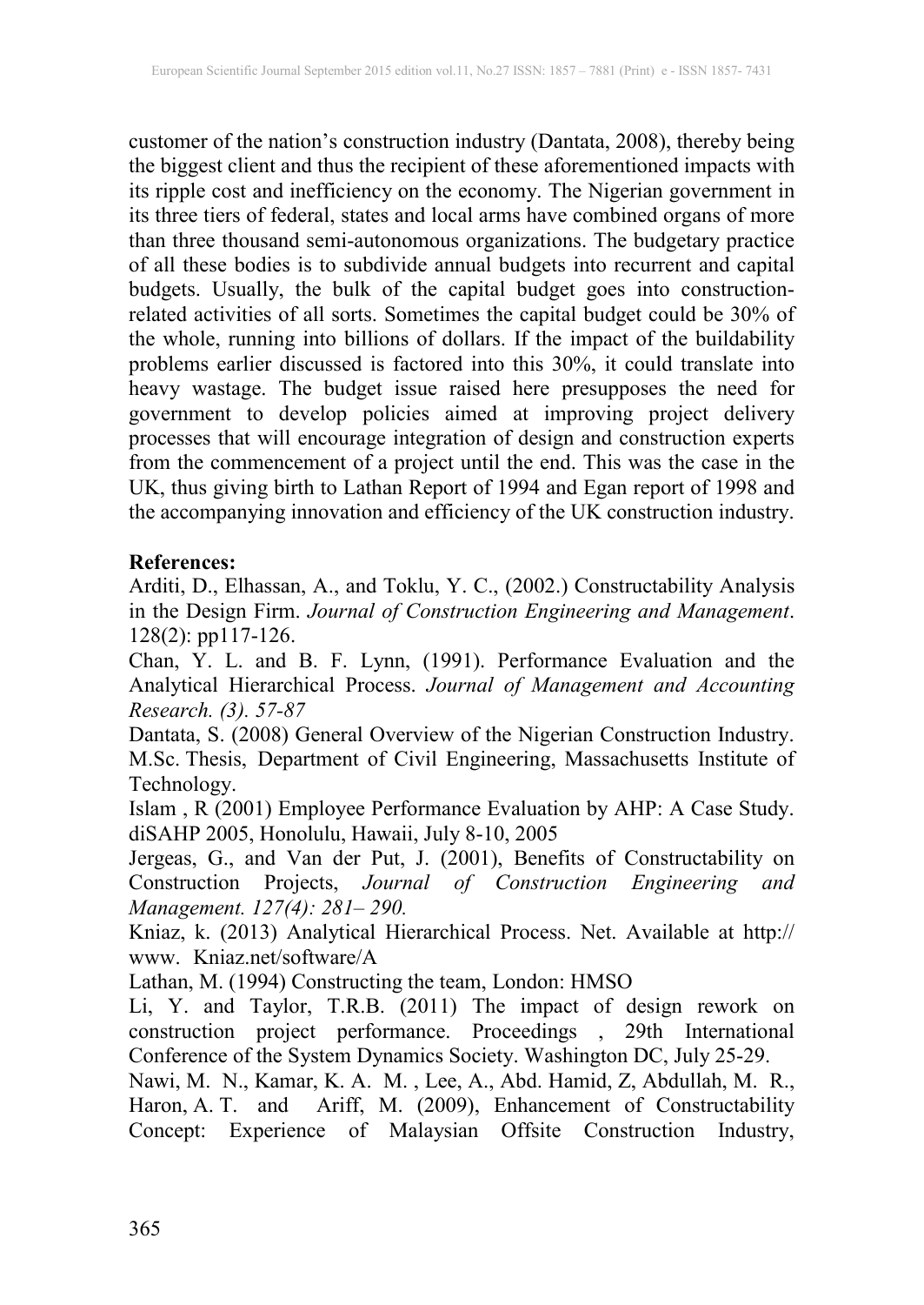customer of the nation's construction industry (Dantata, 2008), thereby being the biggest client and thus the recipient of these aforementioned impacts with its ripple cost and inefficiency on the economy. The Nigerian government in its three tiers of federal, states and local arms have combined organs of more than three thousand semi-autonomous organizations. The budgetary practice of all these bodies is to subdivide annual budgets into recurrent and capital budgets. Usually, the bulk of the capital budget goes into construction-related activities of all sorts. Sometimes the capital budget could be 30% of the whole, running into billions of dollars. If the impact of the buildability problems earlier discussed is factored into this 30%, it could translate into heavy wastage. The budget issue raised here presupposes the need for government to develop policies aimed at improving project delivery processes that will encourage integration of design and construction experts from the commencement of a project until the end. This was the case in the UK, thus giving birth to Lathan Report of 1994 and Egan report of 1998 and the accompanying innovation and efficiency of the UK construction industry.

**References:**

Arditi, D., Elhassan, A., and Toklu, Y. C., (2002.) Constructability Analysis in the Design Firm. *Journal of Construction Engineering and Management*. 128(2): pp117-126.

Chan, Y. L. and B. F. Lynn, (1991). Performance Evaluation and the Analytical Hierarchical Process. *Journal of Management and Accounting Research. (3). 57-87*

Dantata, S. (2008) General Overview of the Nigerian Construction Industry. M.Sc. Thesis, Department of Civil Engineering, Massachusetts Institute of Technology.

Islam , R (2001) Employee Performance Evaluation by AHP: A Case Study. diSAHP 2005, Honolulu, Hawaii, July 8-10, 2005

Jergeas, G., and Van der Put, J. (2001), Benefits of Constructability on Construction Projects, *Journal of Construction Engineering and Management. 127(4): 281– 290.*

Kniaz, k. (2013) Analytical Hierarchical Process. Net. Available at http:// www. Kniaz.net/software/A

Lathan, M. (1994) Constructing the team, London: HMSO

Li, Y. and Taylor, T.R.B. (2011) The impact of design rework on construction project performance. Proceedings , 29th International Conference of the System Dynamics Society. Washington DC, July 25-29.

Nawi, M. N., Kamar, K. A. M. , Lee, A., Abd. Hamid, Z, Abdullah, M. R., Haron, A. T. and Ariff, M. (2009), Enhancement of Constructability Concept: Experience of Malaysian Offsite Construction Industry,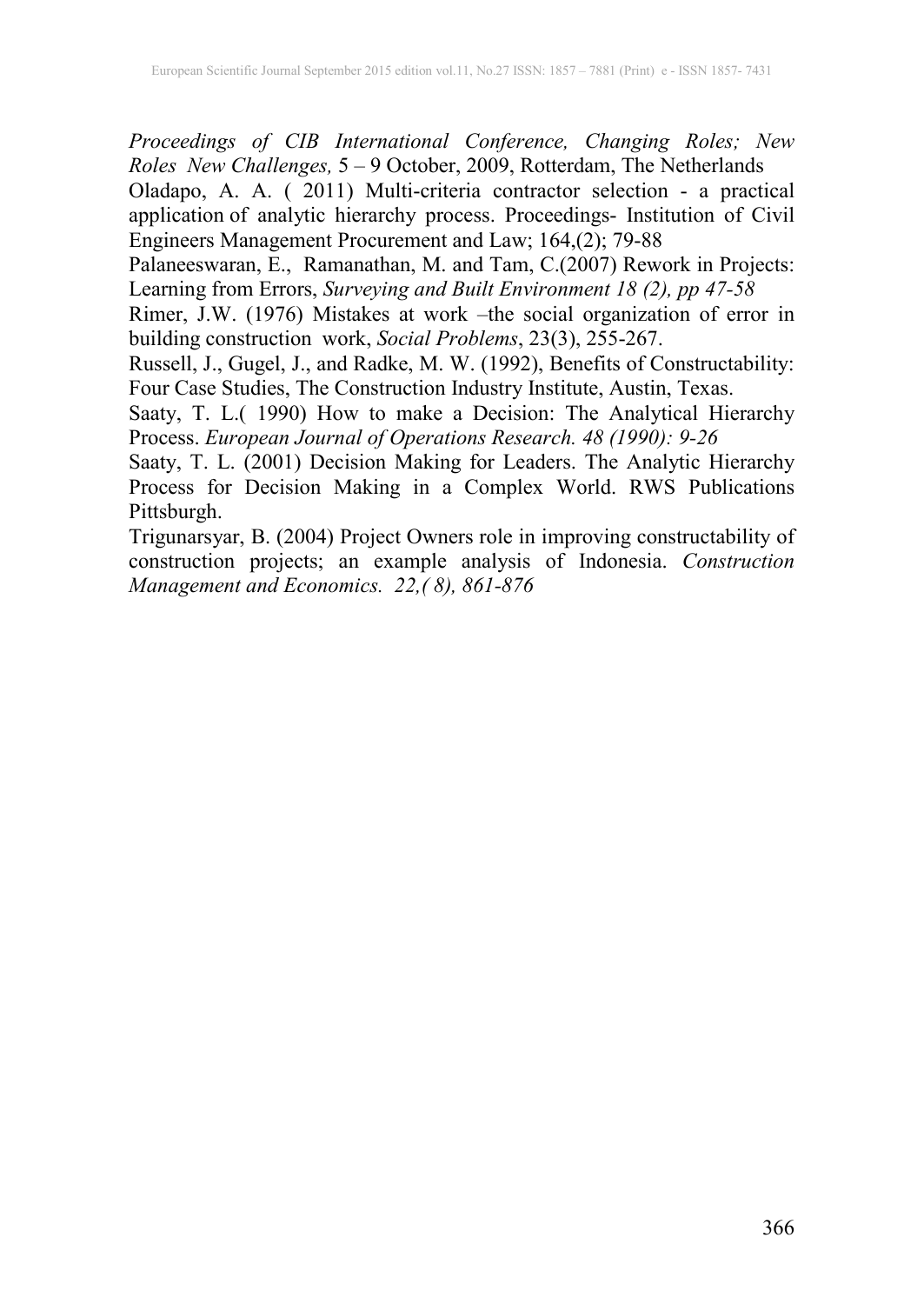*Proceedings of CIB International Conference, Changing Roles; New Roles New Challenges,* 5 – 9 October, 2009, Rotterdam, The Netherlands

Oladapo, A. A. ( 2011) Multi-criteria contractor selection - a practical application of analytic hierarchy process. Proceedings- Institution of Civil Engineers Management Procurement and Law; 164,(2); 79-88

Palaneeswaran, E., Ramanathan, M. and Tam, C.(2007) Rework in Projects: Learning from Errors, *Surveying and Built Environment 18 (2), pp 47-58*

Rimer, J.W. (1976) Mistakes at work –the social organization of error in building construction work, *Social Problems*, 23(3), 255-267.

Russell, J., Gugel, J., and Radke, M. W. (1992), Benefits of Constructability: Four Case Studies, The Construction Industry Institute, Austin, Texas.

Saaty, T. L.( 1990) How to make a Decision: The Analytical Hierarchy Process. *European Journal of Operations Research. 48 (1990): 9-26*

Saaty, T. L. (2001) Decision Making for Leaders. The Analytic Hierarchy Process for Decision Making in a Complex World. RWS Publications Pittsburgh.

Trigunarsyar, B. (2004) Project Owners role in improving constructability of construction projects; an example analysis of Indonesia. *Construction Management and Economics. 22,( 8), 861-876*